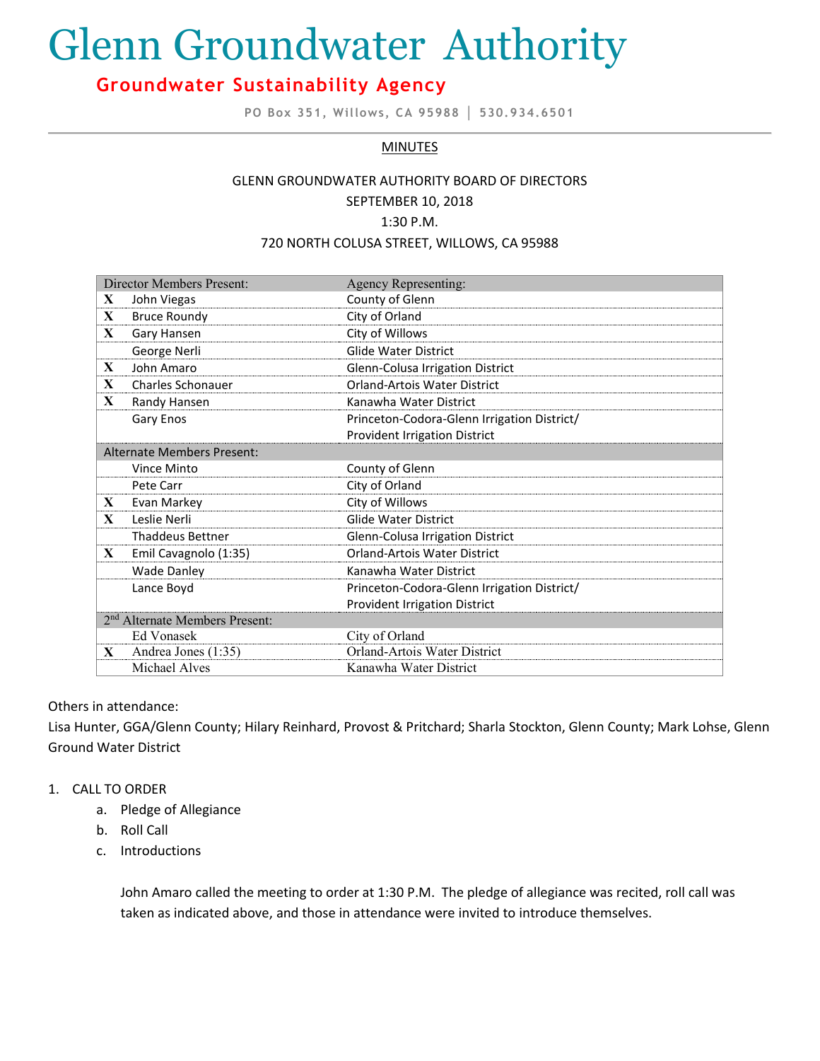# Glenn Groundwater Authority

## Groundwater Sustainability Agency

PO Box 351, Willows, CA 95988 │ 530.934.6501

MINUTES

GLENN GROUNDWATER AUTHORITY BOARD OF DIRECTORS
SEPTEMBER 10, 2018
1:30 P.M.
720 NORTH COLUSA STREET, WILLOWS, CA 95988

| | Director Members Present: | Agency Representing: |
|---|---|---|
| X | John Viegas | County of Glenn |
| X | Bruce Roundy | City of Orland |
| X | Gary Hansen | City of Willows |
| | George Nerli | Glide Water District |
| X | John Amaro | Glenn-Colusa Irrigation District |
| X | Charles Schonauer | Orland-Artois Water District |
| X | Randy Hansen | Kanawha Water District |
| | Gary Enos | Princeton-Codora-Glenn Irrigation District/ Provident Irrigation District |
| | **Alternate Members Present:** | |
| | Vince Minto | County of Glenn |
| | Pete Carr | City of Orland |
| X | Evan Markey | City of Willows |
| X | Leslie Nerli | Glide Water District |
| | Thaddeus Bettner | Glenn-Colusa Irrigation District |
| X | Emil Cavagnolo (1:35) | Orland-Artois Water District |
| | Wade Danley | Kanawha Water District |
| | Lance Boyd | Princeton-Codora-Glenn Irrigation District/ Provident Irrigation District |
| | **2nd Alternate Members Present:** | |
| | Ed Vonasek | City of Orland |
| X | Andrea Jones (1:35) | Orland-Artois Water District |
| | Michael Alves | Kanawha Water District |

Others in attendance:
Lisa Hunter, GGA/Glenn County; Hilary Reinhard, Provost & Pritchard; Sharla Stockton, Glenn County; Mark Lohse, Glenn Ground Water District

1. CALL TO ORDER
    a. Pledge of Allegiance
    b. Roll Call
    c. Introductions

    John Amaro called the meeting to order at 1:30 P.M. The pledge of allegiance was recited, roll call was taken as indicated above, and those in attendance were invited to introduce themselves.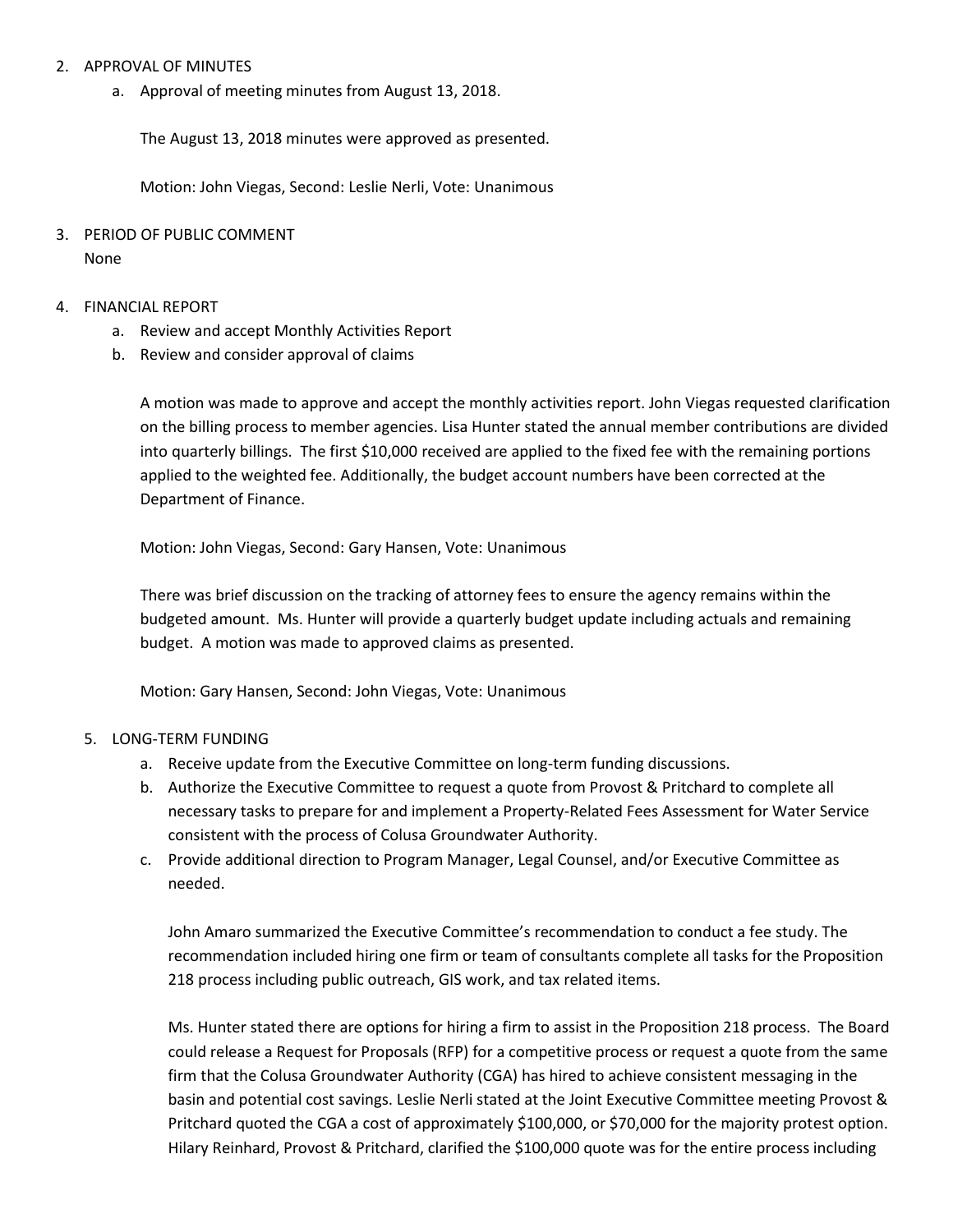2. APPROVAL OF MINUTES
   a. Approval of meeting minutes from August 13, 2018.

      The August 13, 2018 minutes were approved as presented.

      Motion: John Viegas, Second: Leslie Nerli, Vote: Unanimous

3. PERIOD OF PUBLIC COMMENT
   None

4. FINANCIAL REPORT
   a. Review and accept Monthly Activities Report
   b. Review and consider approval of claims

      A motion was made to approve and accept the monthly activities report. John Viegas requested clarification on the billing process to member agencies. Lisa Hunter stated the annual member contributions are divided into quarterly billings. The first $10,000 received are applied to the fixed fee with the remaining portions applied to the weighted fee. Additionally, the budget account numbers have been corrected at the Department of Finance.

      Motion: John Viegas, Second: Gary Hansen, Vote: Unanimous

      There was brief discussion on the tracking of attorney fees to ensure the agency remains within the budgeted amount. Ms. Hunter will provide a quarterly budget update including actuals and remaining budget. A motion was made to approved claims as presented.

      Motion: Gary Hansen, Second: John Viegas, Vote: Unanimous

5. LONG-TERM FUNDING
   a. Receive update from the Executive Committee on long-term funding discussions.
   b. Authorize the Executive Committee to request a quote from Provost & Pritchard to complete all necessary tasks to prepare for and implement a Property-Related Fees Assessment for Water Service consistent with the process of Colusa Groundwater Authority.
   c. Provide additional direction to Program Manager, Legal Counsel, and/or Executive Committee as needed.

      John Amaro summarized the Executive Committee's recommendation to conduct a fee study. The recommendation included hiring one firm or team of consultants complete all tasks for the Proposition 218 process including public outreach, GIS work, and tax related items.

      Ms. Hunter stated there are options for hiring a firm to assist in the Proposition 218 process. The Board could release a Request for Proposals (RFP) for a competitive process or request a quote from the same firm that the Colusa Groundwater Authority (CGA) has hired to achieve consistent messaging in the basin and potential cost savings. Leslie Nerli stated at the Joint Executive Committee meeting Provost & Pritchard quoted the CGA a cost of approximately $100,000, or $70,000 for the majority protest option. Hilary Reinhard, Provost & Pritchard, clarified the $100,000 quote was for the entire process including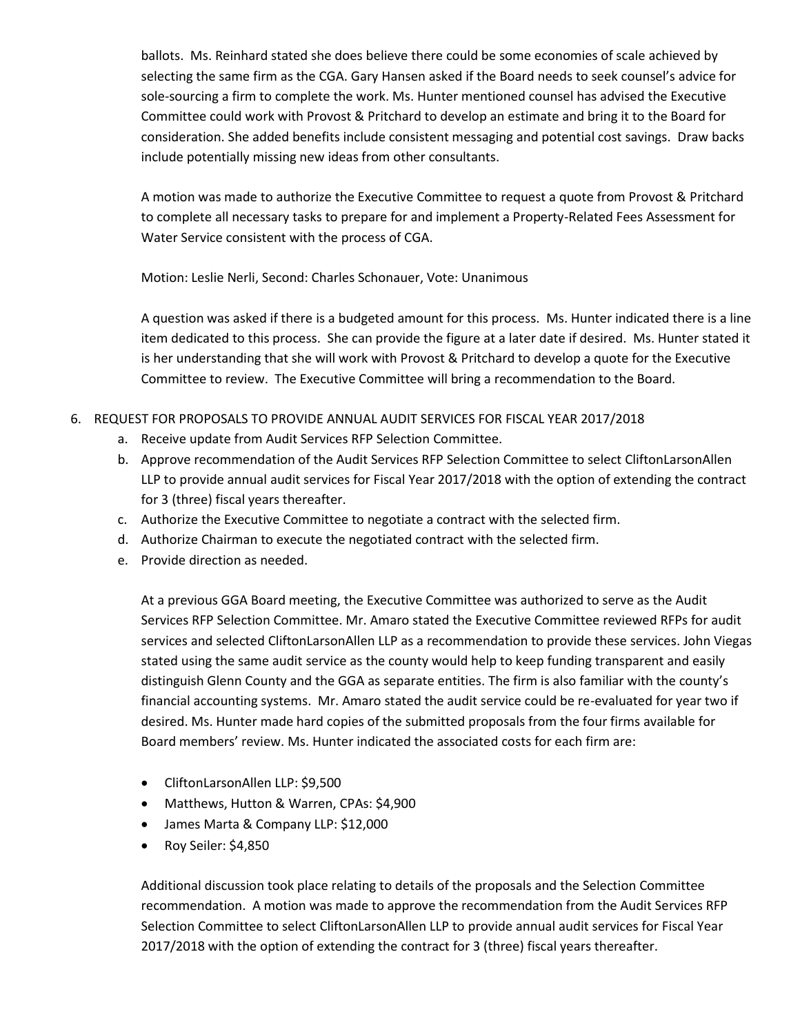ballots. Ms. Reinhard stated she does believe there could be some economies of scale achieved by selecting the same firm as the CGA. Gary Hansen asked if the Board needs to seek counsel's advice for sole-sourcing a firm to complete the work. Ms. Hunter mentioned counsel has advised the Executive Committee could work with Provost & Pritchard to develop an estimate and bring it to the Board for consideration. She added benefits include consistent messaging and potential cost savings. Draw backs include potentially missing new ideas from other consultants.

A motion was made to authorize the Executive Committee to request a quote from Provost & Pritchard to complete all necessary tasks to prepare for and implement a Property-Related Fees Assessment for Water Service consistent with the process of CGA.

Motion: Leslie Nerli, Second: Charles Schonauer, Vote: Unanimous

A question was asked if there is a budgeted amount for this process. Ms. Hunter indicated there is a line item dedicated to this process. She can provide the figure at a later date if desired. Ms. Hunter stated it is her understanding that she will work with Provost & Pritchard to develop a quote for the Executive Committee to review. The Executive Committee will bring a recommendation to the Board.

6. REQUEST FOR PROPOSALS TO PROVIDE ANNUAL AUDIT SERVICES FOR FISCAL YEAR 2017/2018
   a. Receive update from Audit Services RFP Selection Committee.
   b. Approve recommendation of the Audit Services RFP Selection Committee to select CliftonLarsonAllen LLP to provide annual audit services for Fiscal Year 2017/2018 with the option of extending the contract for 3 (three) fiscal years thereafter.
   c. Authorize the Executive Committee to negotiate a contract with the selected firm.
   d. Authorize Chairman to execute the negotiated contract with the selected firm.
   e. Provide direction as needed.

At a previous GGA Board meeting, the Executive Committee was authorized to serve as the Audit Services RFP Selection Committee. Mr. Amaro stated the Executive Committee reviewed RFPs for audit services and selected CliftonLarsonAllen LLP as a recommendation to provide these services. John Viegas stated using the same audit service as the county would help to keep funding transparent and easily distinguish Glenn County and the GGA as separate entities. The firm is also familiar with the county's financial accounting systems. Mr. Amaro stated the audit service could be re-evaluated for year two if desired. Ms. Hunter made hard copies of the submitted proposals from the four firms available for Board members' review. Ms. Hunter indicated the associated costs for each firm are:

- CliftonLarsonAllen LLP: $9,500
- Matthews, Hutton & Warren, CPAs: $4,900
- James Marta & Company LLP: $12,000
- Roy Seiler: $4,850

Additional discussion took place relating to details of the proposals and the Selection Committee recommendation. A motion was made to approve the recommendation from the Audit Services RFP Selection Committee to select CliftonLarsonAllen LLP to provide annual audit services for Fiscal Year 2017/2018 with the option of extending the contract for 3 (three) fiscal years thereafter.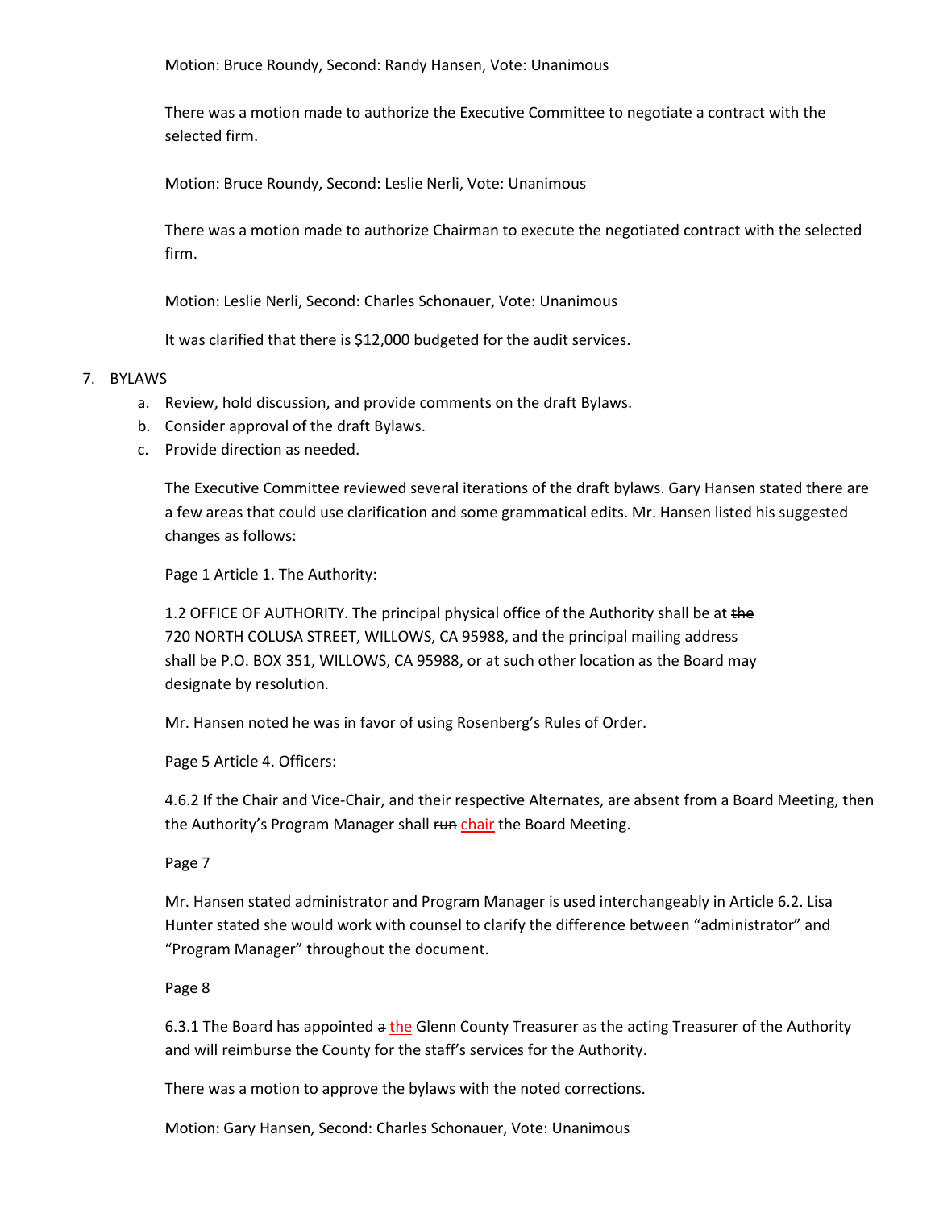Motion: Bruce Roundy, Second: Randy Hansen, Vote: Unanimous

There was a motion made to authorize the Executive Committee to negotiate a contract with the selected firm.

Motion: Bruce Roundy, Second: Leslie Nerli, Vote: Unanimous

There was a motion made to authorize Chairman to execute the negotiated contract with the selected firm.

Motion: Leslie Nerli, Second: Charles Schonauer, Vote: Unanimous

It was clarified that there is $12,000 budgeted for the audit services.

7. BYLAWS
   a. Review, hold discussion, and provide comments on the draft Bylaws.
   b. Consider approval of the draft Bylaws.
   c. Provide direction as needed.

   The Executive Committee reviewed several iterations of the draft bylaws. Gary Hansen stated there are a few areas that could use clarification and some grammatical edits. Mr. Hansen listed his suggested changes as follows:

   Page 1 Article 1. The Authority:

   1.2 OFFICE OF AUTHORITY. The principal physical office of the Authority shall be at ~~the~~ 720 NORTH COLUSA STREET, WILLOWS, CA 95988, and the principal mailing address shall be P.O. BOX 351, WILLOWS, CA 95988, or at such other location as the Board may designate by resolution.

   Mr. Hansen noted he was in favor of using Rosenberg's Rules of Order.

   Page 5 Article 4. Officers:

   4.6.2 If the Chair and Vice-Chair, and their respective Alternates, are absent from a Board Meeting, then the Authority's Program Manager shall ~~run~~ <u>chair</u> the Board Meeting.

   Page 7

   Mr. Hansen stated administrator and Program Manager is used interchangeably in Article 6.2. Lisa Hunter stated she would work with counsel to clarify the difference between "administrator" and "Program Manager" throughout the document.

   Page 8

   6.3.1 The Board has appointed ~~a~~ <u>the</u> Glenn County Treasurer as the acting Treasurer of the Authority and will reimburse the County for the staff's services for the Authority.

   There was a motion to approve the bylaws with the noted corrections.

   Motion: Gary Hansen, Second: Charles Schonauer, Vote: Unanimous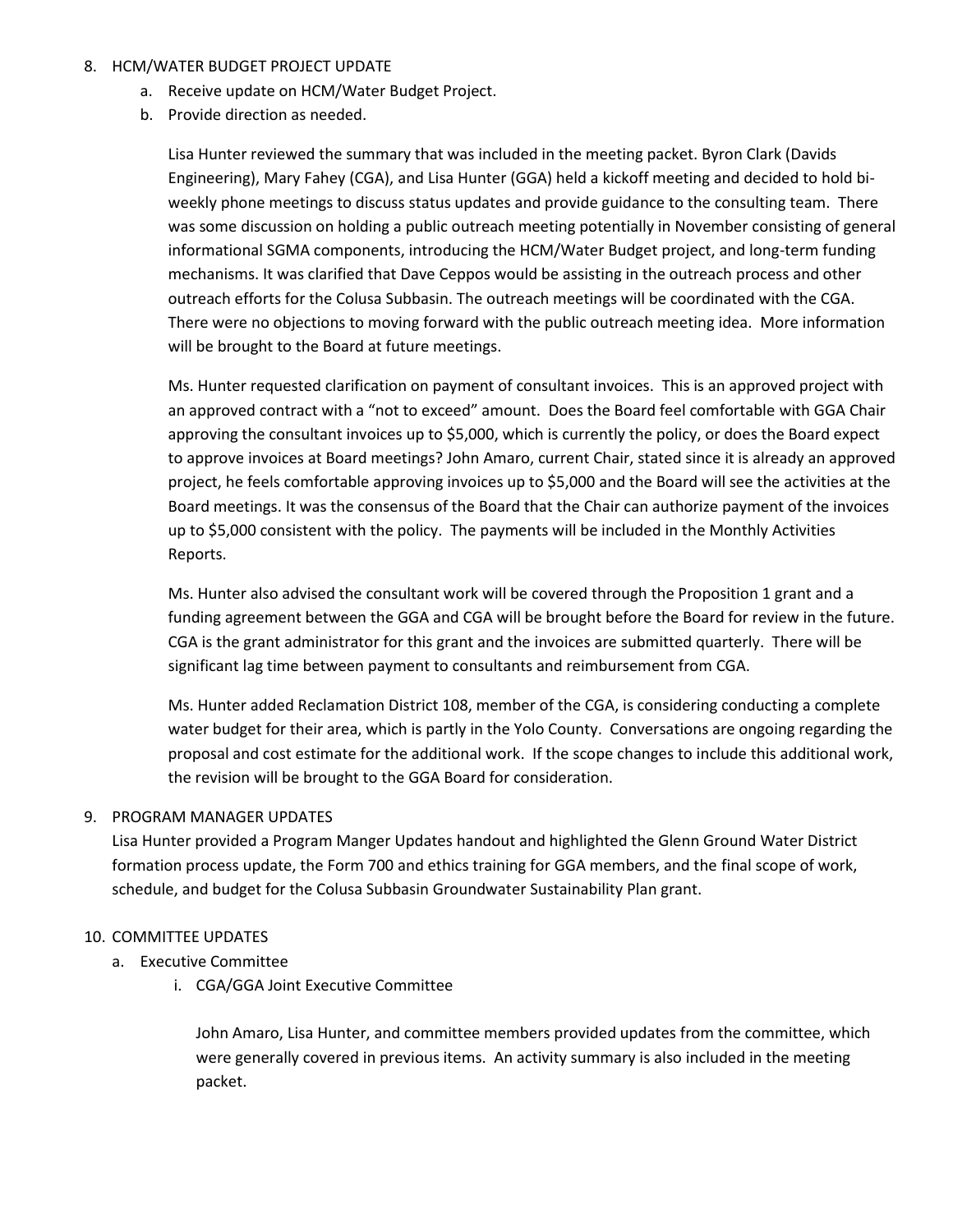8. HCM/WATER BUDGET PROJECT UPDATE
    a. Receive update on HCM/Water Budget Project.
    b. Provide direction as needed.

    Lisa Hunter reviewed the summary that was included in the meeting packet. Byron Clark (Davids Engineering), Mary Fahey (CGA), and Lisa Hunter (GGA) held a kickoff meeting and decided to hold bi-weekly phone meetings to discuss status updates and provide guidance to the consulting team. There was some discussion on holding a public outreach meeting potentially in November consisting of general informational SGMA components, introducing the HCM/Water Budget project, and long-term funding mechanisms. It was clarified that Dave Ceppos would be assisting in the outreach process and other outreach efforts for the Colusa Subbasin. The outreach meetings will be coordinated with the CGA. There were no objections to moving forward with the public outreach meeting idea. More information will be brought to the Board at future meetings.

    Ms. Hunter requested clarification on payment of consultant invoices. This is an approved project with an approved contract with a "not to exceed" amount. Does the Board feel comfortable with GGA Chair approving the consultant invoices up to $5,000, which is currently the policy, or does the Board expect to approve invoices at Board meetings? John Amaro, current Chair, stated since it is already an approved project, he feels comfortable approving invoices up to $5,000 and the Board will see the activities at the Board meetings. It was the consensus of the Board that the Chair can authorize payment of the invoices up to $5,000 consistent with the policy. The payments will be included in the Monthly Activities Reports.

    Ms. Hunter also advised the consultant work will be covered through the Proposition 1 grant and a funding agreement between the GGA and CGA will be brought before the Board for review in the future. CGA is the grant administrator for this grant and the invoices are submitted quarterly. There will be significant lag time between payment to consultants and reimbursement from CGA.

    Ms. Hunter added Reclamation District 108, member of the CGA, is considering conducting a complete water budget for their area, which is partly in the Yolo County. Conversations are ongoing regarding the proposal and cost estimate for the additional work. If the scope changes to include this additional work, the revision will be brought to the GGA Board for consideration.

9. PROGRAM MANAGER UPDATES

    Lisa Hunter provided a Program Manger Updates handout and highlighted the Glenn Ground Water District formation process update, the Form 700 and ethics training for GGA members, and the final scope of work, schedule, and budget for the Colusa Subbasin Groundwater Sustainability Plan grant.

10. COMMITTEE UPDATES
    a. Executive Committee
        i. CGA/GGA Joint Executive Committee

        John Amaro, Lisa Hunter, and committee members provided updates from the committee, which were generally covered in previous items. An activity summary is also included in the meeting packet.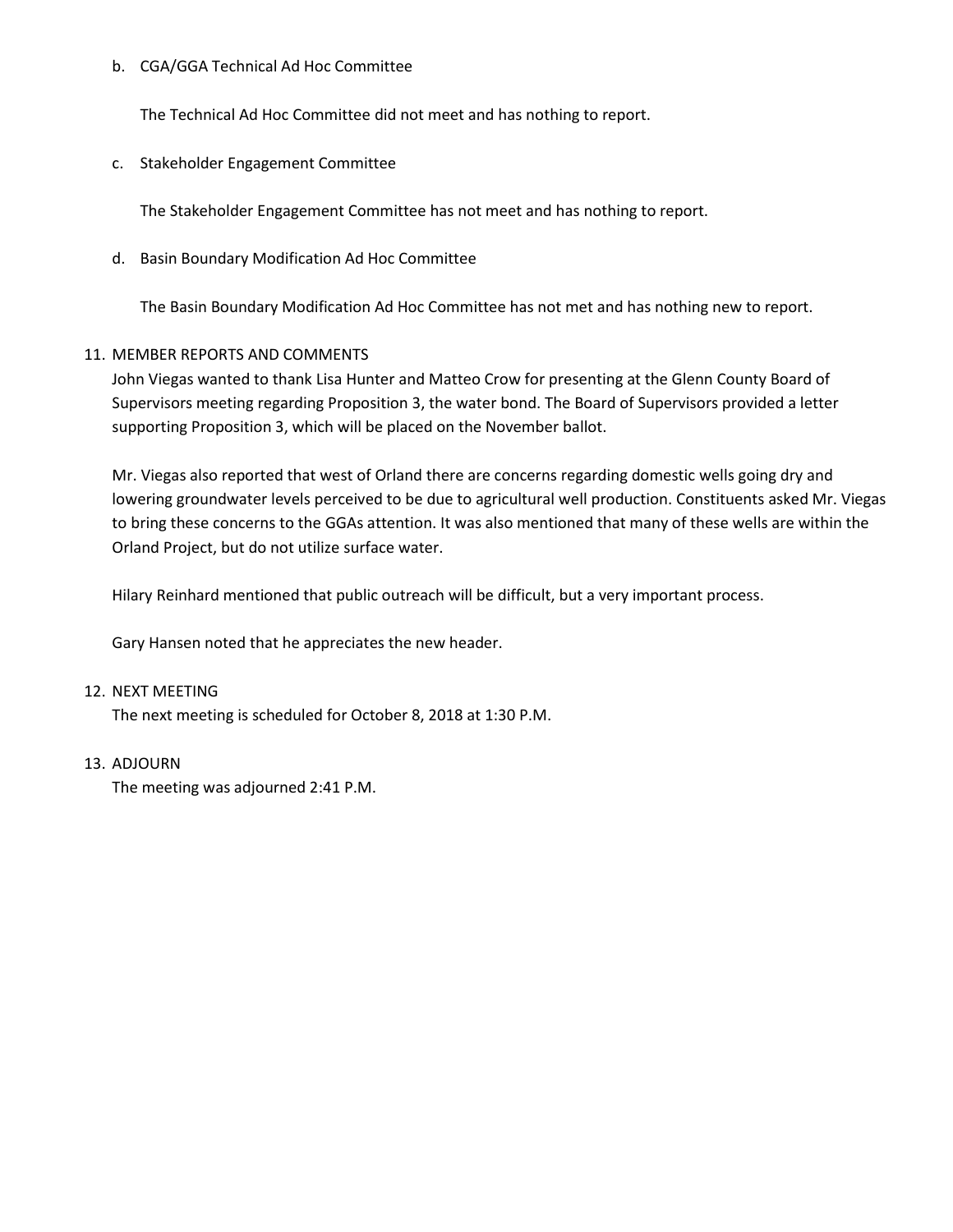b. CGA/GGA Technical Ad Hoc Committee

   The Technical Ad Hoc Committee did not meet and has nothing to report.

c. Stakeholder Engagement Committee

   The Stakeholder Engagement Committee has not meet and has nothing to report.

d. Basin Boundary Modification Ad Hoc Committee

   The Basin Boundary Modification Ad Hoc Committee has not met and has nothing new to report.

11. MEMBER REPORTS AND COMMENTS

John Viegas wanted to thank Lisa Hunter and Matteo Crow for presenting at the Glenn County Board of Supervisors meeting regarding Proposition 3, the water bond. The Board of Supervisors provided a letter supporting Proposition 3, which will be placed on the November ballot.

Mr. Viegas also reported that west of Orland there are concerns regarding domestic wells going dry and lowering groundwater levels perceived to be due to agricultural well production. Constituents asked Mr. Viegas to bring these concerns to the GGAs attention. It was also mentioned that many of these wells are within the Orland Project, but do not utilize surface water.

Hilary Reinhard mentioned that public outreach will be difficult, but a very important process.

Gary Hansen noted that he appreciates the new header.

12. NEXT MEETING

The next meeting is scheduled for October 8, 2018 at 1:30 P.M.

13. ADJOURN

The meeting was adjourned 2:41 P.M.